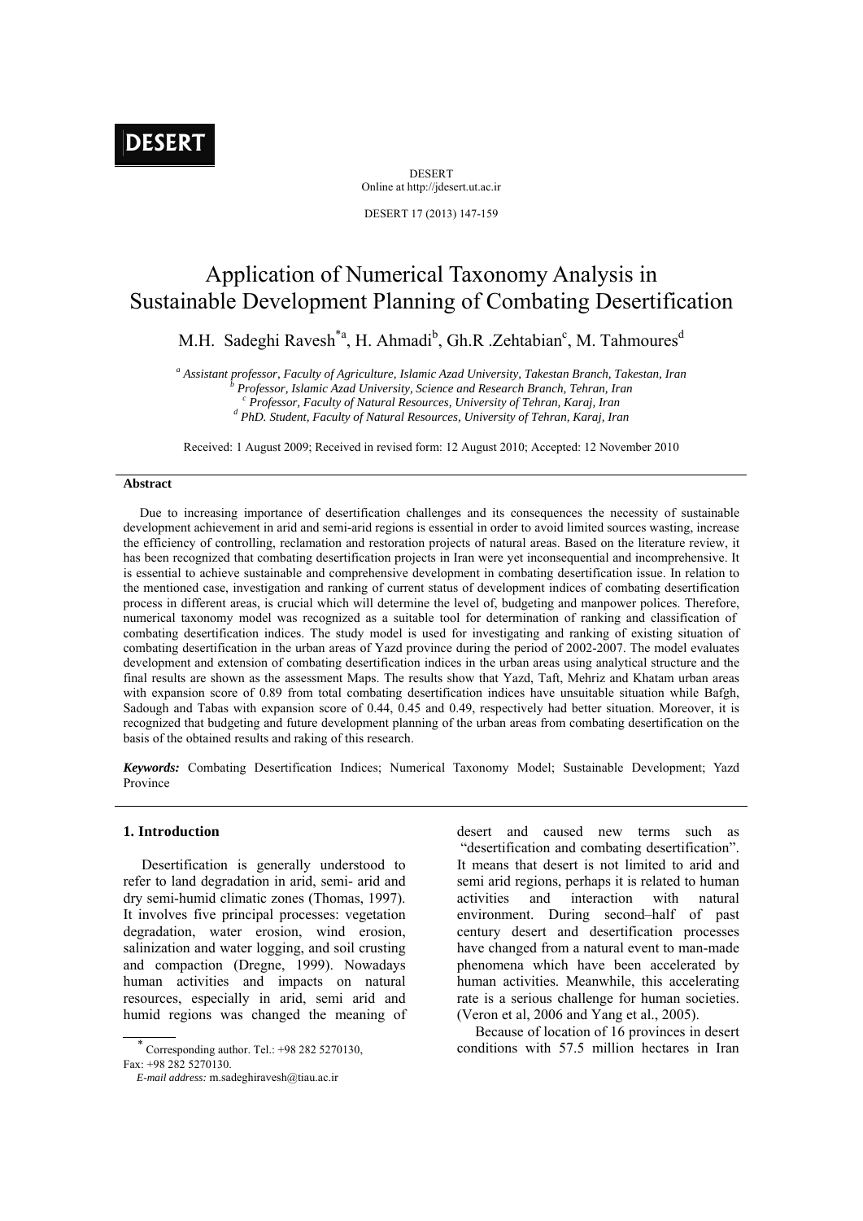DESERT
Online at http://jdesert.ut.ac.ir

DESERT 17 (2013) 147-159

# Application of Numerical Taxonomy Analysis in Sustainable Development Planning of Combating Desertification

M.H. Sadeghi Ravesh[*a], H. Ahmadi[b], Gh.R .Zehtabian[c], M. Tahmoures[d]

[a] *Assistant professor, Faculty of Agriculture, Islamic Azad University, Takestan Branch, Takestan, Iran*
[b] *Professor, Islamic Azad University, Science and Research Branch, Tehran, Iran*
[c] *Professor, Faculty of Natural Resources, University of Tehran, Karaj, Iran*
[d] *PhD. Student, Faculty of Natural Resources, University of Tehran, Karaj, Iran*

Received: 1 August 2009; Received in revised form: 12 August 2010; Accepted: 12 November 2010

### Abstract

Due to increasing importance of desertification challenges and its consequences the necessity of sustainable development achievement in arid and semi-arid regions is essential in order to avoid limited sources wasting, increase the efficiency of controlling, reclamation and restoration projects of natural areas. Based on the literature review, it has been recognized that combating desertification projects in Iran were yet inconsequential and incomprehensive. It is essential to achieve sustainable and comprehensive development in combating desertification issue. In relation to the mentioned case, investigation and ranking of current status of development indices of combating desertification process in different areas, is crucial which will determine the level of, budgeting and manpower polices. Therefore, numerical taxonomy model was recognized as a suitable tool for determination of ranking and classification of combating desertification indices. The study model is used for investigating and ranking of existing situation of combating desertification in the urban areas of Yazd province during the period of 2002-2007. The model evaluates development and extension of combating desertification indices in the urban areas using analytical structure and the final results are shown as the assessment Maps. The results show that Yazd, Taft, Mehriz and Khatam urban areas with expansion score of 0.89 from total combating desertification indices have unsuitable situation while Bafgh, Sadough and Tabas with expansion score of 0.44, 0.45 and 0.49, respectively had better situation. Moreover, it is recognized that budgeting and future development planning of the urban areas from combating desertification on the basis of the obtained results and raking of this research.

***Keywords:*** Combating Desertification Indices; Numerical Taxonomy Model; Sustainable Development; Yazd Province

## 1. Introduction

Desertification is generally understood to refer to land degradation in arid, semi- arid and dry semi-humid climatic zones (Thomas, 1997). It involves five principal processes: vegetation degradation, water erosion, wind erosion, salinization and water logging, and soil crusting and compaction (Dregne, 1999). Nowadays human activities and impacts on natural resources, especially in arid, semi arid and humid regions was changed the meaning of desert and caused new terms such as "desertification and combating desertification". It means that desert is not limited to arid and semi arid regions, perhaps it is related to human activities and interaction with natural environment. During second–half of past century desert and desertification processes have changed from a natural event to man-made phenomena which have been accelerated by human activities. Meanwhile, this accelerating rate is a serious challenge for human societies. (Veron et al, 2006 and Yang et al., 2005).

Because of location of 16 provinces in desert conditions with 57.5 million hectares in Iran

* Corresponding author. Tel.: +98 282 5270130, Fax: +98 282 5270130.
*E-mail address:* m.sadeghiravesh@tiau.ac.ir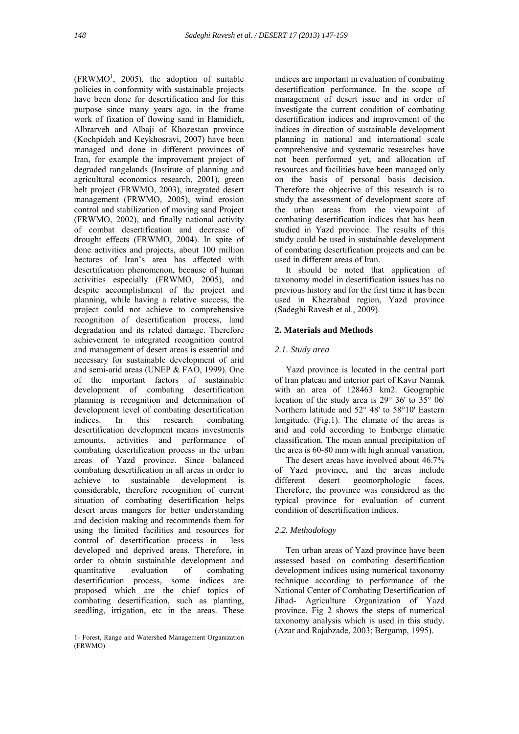(FRWMO[1], 2005), the adoption of suitable policies in conformity with sustainable projects have been done for desertification and for this purpose since many years ago, in the frame work of fixation of flowing sand in Hamidieh, Albrarveh and Albaji of Khozestan province (Kochpideh and Keykhosravi, 2007) have been managed and done in different provinces of Iran, for example the improvement project of degraded rangelands (Institute of planning and agricultural economics research, 2001), green belt project (FRWMO, 2003), integrated desert management (FRWMO, 2005), wind erosion control and stabilization of moving sand Project (FRWMO, 2002), and finally national activity of combat desertification and decrease of drought effects (FRWMO, 2004). In spite of done activities and projects, about 100 million hectares of Iran's area has affected with desertification phenomenon, because of human activities especially (FRWMO, 2005), and despite accomplishment of the project and planning, while having a relative success, the project could not achieve to comprehensive recognition of desertification process, land degradation and its related damage. Therefore achievement to integrated recognition control and management of desert areas is essential and necessary for sustainable development of arid and semi-arid areas (UNEP & FAO, 1999). One of the important factors of sustainable development of combating desertification planning is recognition and determination of development level of combating desertification indices. In this research combating desertification development means investments amounts, activities and performance of combating desertification process in the urban areas of Yazd province. Since balanced combating desertification in all areas in order to achieve to sustainable development is considerable, therefore recognition of current situation of combating desertification helps desert areas mangers for better understanding and decision making and recommends them for using the limited facilities and resources for control of desertification process in less developed and deprived areas. Therefore, in order to obtain sustainable development and quantitative evaluation of combating desertification process, some indices are proposed which are the chief topics of combating desertification, such as planting, seedling, irrigation, etc in the areas. These indices are important in evaluation of combating desertification performance. In the scope of management of desert issue and in order of investigate the current condition of combating desertification indices and improvement of the indices in direction of sustainable development planning in national and international scale comprehensive and systematic researches have not been performed yet, and allocation of resources and facilities have been managed only on the basis of personal basis decision. Therefore the objective of this research is to study the assessment of development score of the urban areas from the viewpoint of combating desertification indices that has been studied in Yazd province. The results of this study could be used in sustainable development of combating desertification projects and can be used in different areas of Iran.

It should be noted that application of taxonomy model in desertification issues has no previous history and for the first time it has been used in Khezrabad region, Yazd province (Sadeghi Ravesh et al., 2009).

## 2. Materials and Methods

### *2.1. Study area*

Yazd province is located in the central part of Iran plateau and interior part of Kavir Namak with an area of 128463 km2. Geographic location of the study area is 29° 36' to 35° 06' Northern latitude and 52° 48' to 58°10' Eastern longitude. (Fig.1). The climate of the areas is arid and cold according to Emberge climatic classification. The mean annual precipitation of the area is 60-80 mm with high annual variation.

The desert areas have involved about 46.7% of Yazd province, and the areas include different desert geomorphologic faces. Therefore, the province was considered as the typical province for evaluation of current condition of desertification indices.

### *2.2. Methodology*

Ten urban areas of Yazd province have been assessed based on combating desertification development indices using numerical taxonomy technique according to performance of the National Center of Combating Desertification of Jihad- Agriculture Organization of Yazd province. Fig 2 shows the steps of numerical taxonomy analysis which is used in this study. (Azar and Rajabzade, 2003; Bergamp, 1995).

---

1- Forest, Range and Watershed Management Organization (FRWMO)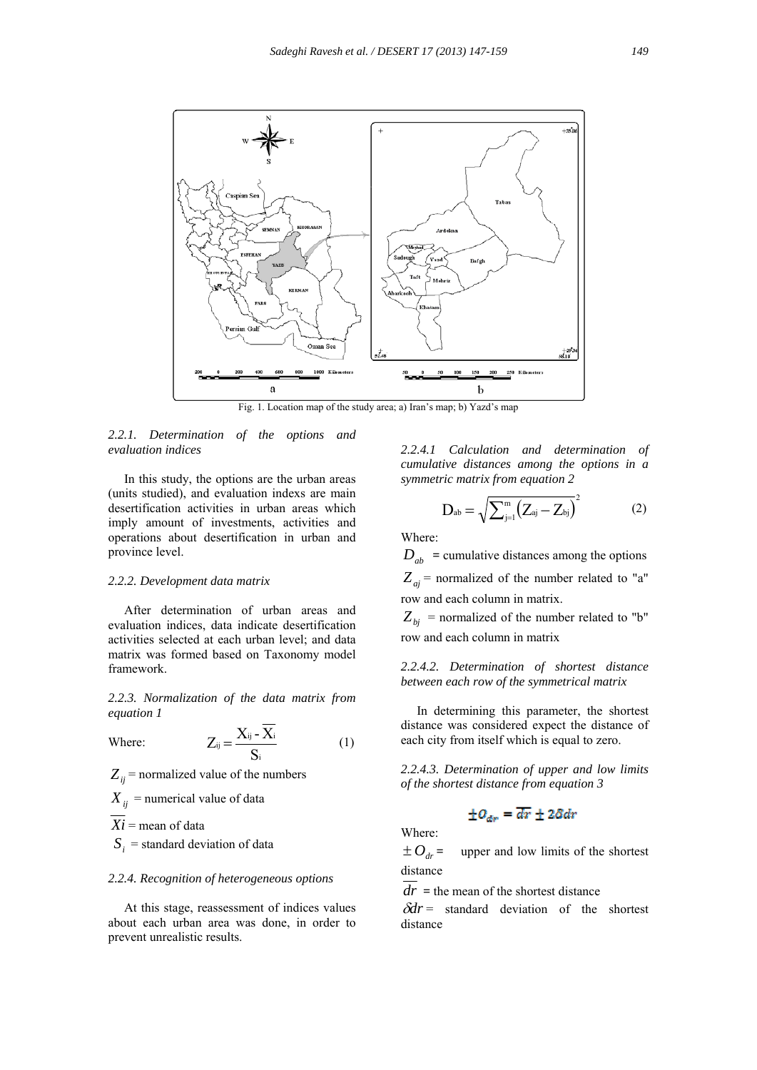Fig. 1. Location map of the study area; a) Iran's map; b) Yazd's map

*2.2.1. Determination of the options and evaluation indices*

In this study, the options are the urban areas (units studied), and evaluation indexs are main desertification activities in urban areas which imply amount of investments, activities and operations about desertification in urban and province level.

*2.2.2. Development data matrix*

After determination of urban areas and evaluation indices, data indicate desertification activities selected at each urban level; and data matrix was formed based on Taxonomy model framework.

*2.2.3. Normalization of the data matrix from equation 1*

Where:

$$Z_{ij} = \frac{X_{ij} - \overline{X_i}}{S_i} \quad (1)$$

$Z_{ij}$ = normalized value of the numbers

$X_{ij}$ = numerical value of data

$\overline{Xi}$ = mean of data

$S_i$ = standard deviation of data

*2.2.4. Recognition of heterogeneous options*

At this stage, reassessment of indices values about each urban area was done, in order to prevent unrealistic results.

*2.2.4.1 Calculation and determination of cumulative distances among the options in a symmetric matrix from equation 2*

$$D_{ab} = \sqrt{\sum_{j=1}^{m} \left(Z_{aj} - Z_{bj}\right)^2} \quad (2)$$

Where:

$D_{ab}$ = cumulative distances among the options

$Z_{aj}$ = normalized of the number related to "a" row and each column in matrix.

$Z_{bj}$ = normalized of the number related to "b" row and each column in matrix

*2.2.4.2. Determination of shortest distance between each row of the symmetrical matrix*

In determining this parameter, the shortest distance was considered expect the distance of each city from itself which is equal to zero.

*2.2.4.3. Determination of upper and low limits of the shortest distance from equation 3*

$$\pm O_{dr} = \overline{dr} \pm 2\delta dr$$

Where:

$\pm O_{dr}$ = upper and low limits of the shortest distance

$\overline{dr}$ = the mean of the shortest distance

$\delta dr$ = standard deviation of the shortest distance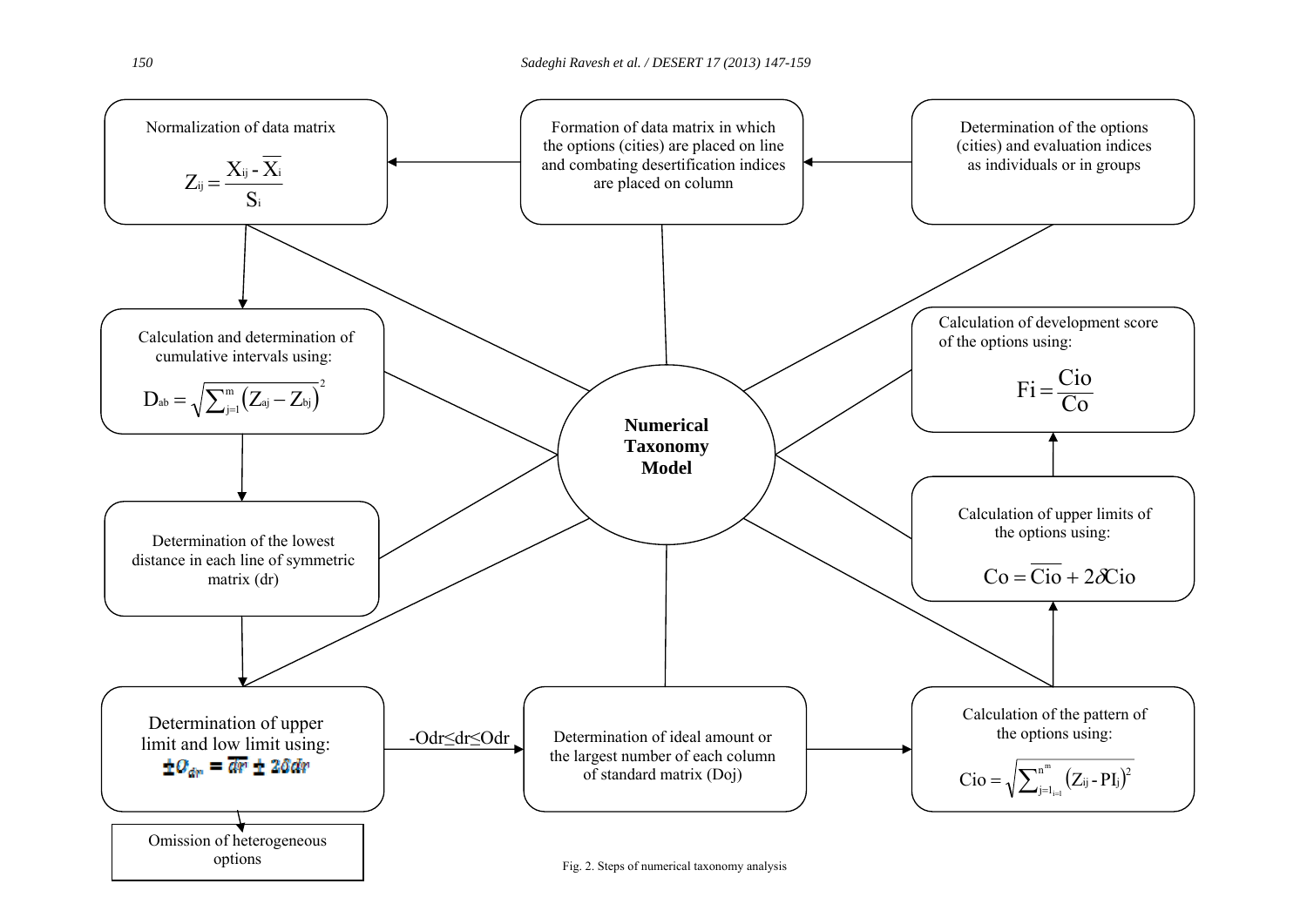Determination of the options (cities) and evaluation indices as individuals or in groups

Formation of data matrix in which the options (cities) are placed on line and combating desertification indices are placed on column

Normalization of data matrix

$$Z_{ij} = \frac{X_{ij} - \overline{X_i}}{S_i}$$

Calculation and determination of cumulative intervals using:

$$D_{ab} = \sqrt{\sum_{j=1}^{m} \left(Z_{aj} - Z_{bj}\right)^2}$$

Determination of the lowest distance in each line of symmetric matrix (dr)

Determination of upper limit and low limit using:

$$\pm O_{dr} = \overline{dr} \pm 2\delta dr$$

Omission of heterogeneous options

$-Odr \leq dr \leq Odr$

Determination of ideal amount or the largest number of each column of standard matrix (Doj)

Calculation of the pattern of the options using:

$$Cio = \sqrt{\sum_{j=1_{i=1}}^{n^m} \left(Z_{ij} - PI_j\right)^2}$$

Calculation of upper limits of the options using:

$$Co = \overline{Cio} + 2\delta Cio$$

Calculation of development score of the options using:

$$Fi = \frac{Cio}{Co}$$

**Numerical Taxonomy Model**

Fig. 2. Steps of numerical taxonomy analysis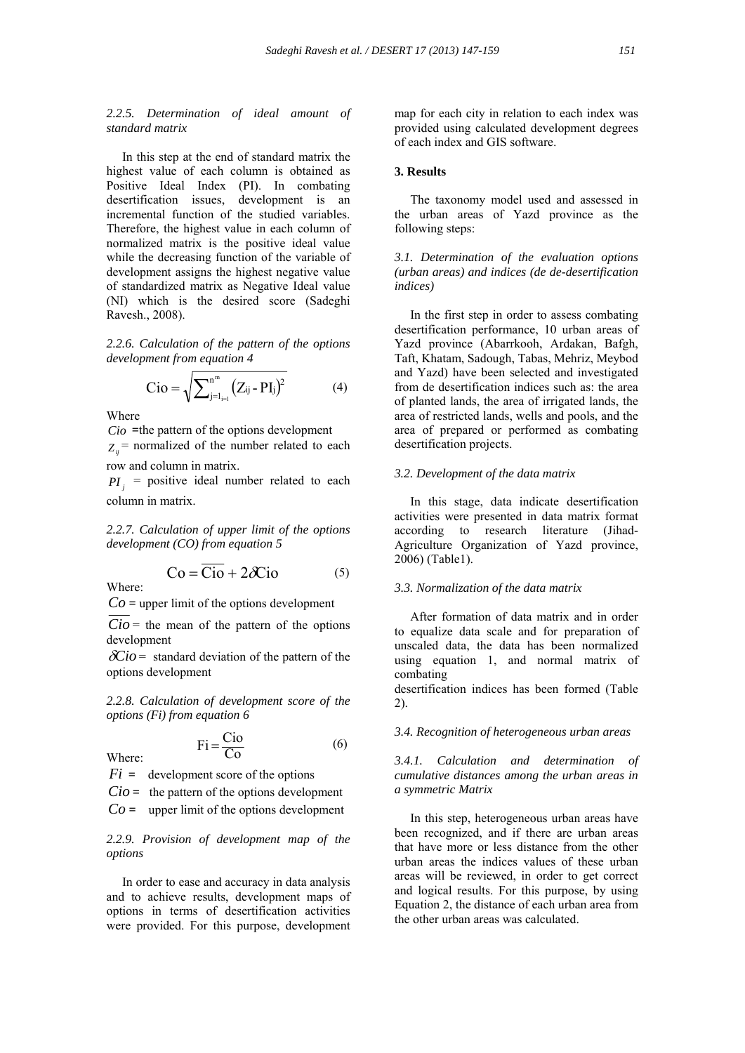#### 2.2.5. Determination of ideal amount of standard matrix

In this step at the end of standard matrix the highest value of each column is obtained as Positive Ideal Index (PI). In combating desertification issues, development is an incremental function of the studied variables. Therefore, the highest value in each column of normalized matrix is the positive ideal value while the decreasing function of the variable of development assigns the highest negative value of standardized matrix as Negative Ideal value (NI) which is the desired score (Sadeghi Ravesh., 2008).

#### 2.2.6. Calculation of the pattern of the options development from equation 4

$$\mathrm{Cio} = \sqrt{\sum_{j=1_{i=1}}^{n^{m}} \left(Z_{ij} - PI_{j}\right)^{2}} \qquad (4)$$

Where

$Cio$ =the pattern of the options development

$Z_{ij}$ = normalized of the number related to each row and column in matrix.

$PI_j$ = positive ideal number related to each column in matrix.

#### 2.2.7. Calculation of upper limit of the options development (CO) from equation 5

$$\mathrm{Co} = \overline{\mathrm{Cio}} + 2\delta\mathrm{Cio} \qquad (5)$$

Where:

$Co$ = upper limit of the options development

$\overline{Cio}$ = the mean of the pattern of the options development

$\delta Cio$ = standard deviation of the pattern of the options development

#### 2.2.8. Calculation of development score of the options (Fi) from equation 6

$$\mathrm{Fi} = \frac{\mathrm{Cio}}{\mathrm{Co}} \qquad (6)$$

Where:

$Fi$ = development score of the options

$Cio$ = the pattern of the options development

$Co$ = upper limit of the options development

#### 2.2.9. Provision of development map of the options

In order to ease and accuracy in data analysis and to achieve results, development maps of options in terms of desertification activities were provided. For this purpose, development map for each city in relation to each index was provided using calculated development degrees of each index and GIS software.

## 3. Results

The taxonomy model used and assessed in the urban areas of Yazd province as the following steps:

### 3.1. Determination of the evaluation options (urban areas) and indices (de de-desertification indices)

In the first step in order to assess combating desertification performance, 10 urban areas of Yazd province (Abarrkooh, Ardakan, Bafgh, Taft, Khatam, Sadough, Tabas, Mehriz, Meybod and Yazd) have been selected and investigated from de desertification indices such as: the area of planted lands, the area of irrigated lands, the area of restricted lands, wells and pools, and the area of prepared or performed as combating desertification projects.

### 3.2. Development of the data matrix

In this stage, data indicate desertification activities were presented in data matrix format according to research literature (Jihad-Agriculture Organization of Yazd province, 2006) (Table1).

### 3.3. Normalization of the data matrix

After formation of data matrix and in order to equalize data scale and for preparation of unscaled data, the data has been normalized using equation 1, and normal matrix of combating desertification indices has been formed (Table 2).

### 3.4. Recognition of heterogeneous urban areas

#### 3.4.1. Calculation and determination of cumulative distances among the urban areas in a symmetric Matrix

In this step, heterogeneous urban areas have been recognized, and if there are urban areas that have more or less distance from the other urban areas the indices values of these urban areas will be reviewed, in order to get correct and logical results. For this purpose, by using Equation 2, the distance of each urban area from the other urban areas was calculated.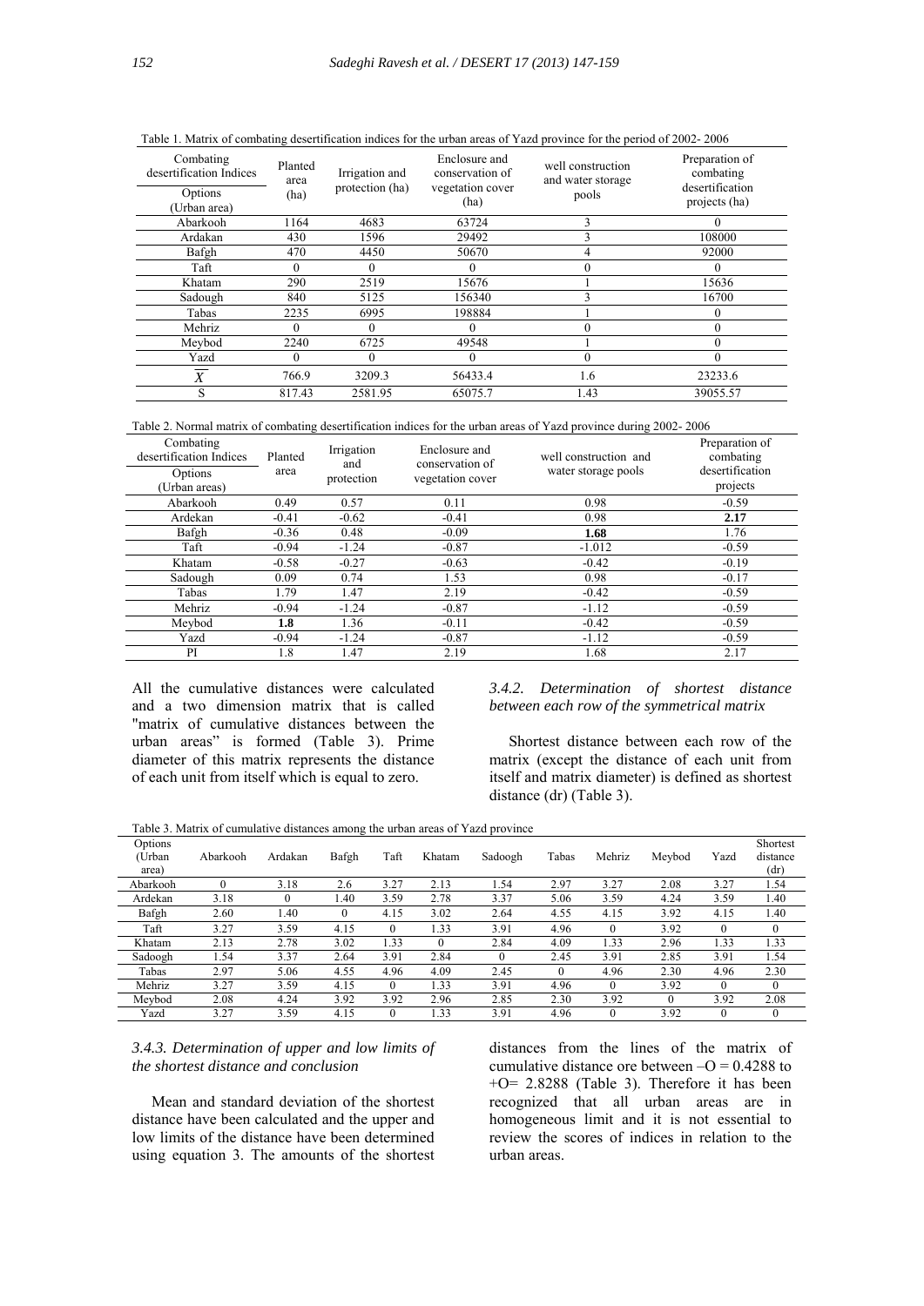Table 1. Matrix of combating desertification indices for the urban areas of Yazd province for the period of 2002- 2006

| Combating desertification Indices / Options (Urban area) | Planted area (ha) | Irrigation and protection (ha) | Enclosure and conservation of vegetation cover (ha) | well construction and water storage pools | Preparation of combating desertification projects (ha) |
|---|---|---|---|---|---|
| Abarkooh | 1164 | 4683 | 63724 | 3 | 0 |
| Ardakan | 430 | 1596 | 29492 | 3 | 108000 |
| Bafgh | 470 | 4450 | 50670 | 4 | 92000 |
| Taft | 0 | 0 | 0 | 0 | 0 |
| Khatam | 290 | 2519 | 15676 | 1 | 15636 |
| Sadough | 840 | 5125 | 156340 | 3 | 16700 |
| Tabas | 2235 | 6995 | 198884 | 1 | 0 |
| Mehriz | 0 | 0 | 0 | 0 | 0 |
| Meybod | 2240 | 6725 | 49548 | 1 | 0 |
| Yazd | 0 | 0 | 0 | 0 | 0 |
| $\bar{X}$ | 766.9 | 3209.3 | 56433.4 | 1.6 | 23233.6 |
| S | 817.43 | 2581.95 | 65075.7 | 1.43 | 39055.57 |

Table 2. Normal matrix of combating desertification indices for the urban areas of Yazd province during 2002- 2006

| Combating desertification Indices / Options (Urban areas) | Planted area | Irrigation and protection | Enclosure and conservation of vegetation cover | well construction and water storage pools | Preparation of combating desertification projects |
|---|---|---|---|---|---|
| Abarkooh | 0.49 | 0.57 | 0.11 | 0.98 | -0.59 |
| Ardekan | -0.41 | -0.62 | -0.41 | 0.98 | **2.17** |
| Bafgh | -0.36 | 0.48 | -0.09 | **1.68** | 1.76 |
| Taft | -0.94 | -1.24 | -0.87 | -1.012 | -0.59 |
| Khatam | -0.58 | -0.27 | -0.63 | -0.42 | -0.19 |
| Sadough | 0.09 | 0.74 | 1.53 | 0.98 | -0.17 |
| Tabas | 1.79 | 1.47 | 2.19 | -0.42 | -0.59 |
| Mehriz | -0.94 | -1.24 | -0.87 | -1.12 | -0.59 |
| Meybod | **1.8** | 1.36 | -0.11 | -0.42 | -0.59 |
| Yazd | -0.94 | -1.24 | -0.87 | -1.12 | -0.59 |
| PI | 1.8 | 1.47 | 2.19 | 1.68 | 2.17 |

All the cumulative distances were calculated and a two dimension matrix that is called "matrix of cumulative distances between the urban areas" is formed (Table 3). Prime diameter of this matrix represents the distance of each unit from itself which is equal to zero.

### 3.4.2. Determination of shortest distance between each row of the symmetrical matrix

Shortest distance between each row of the matrix (except the distance of each unit from itself and matrix diameter) is defined as shortest distance (dr) (Table 3).

Table 3. Matrix of cumulative distances among the urban areas of Yazd province

| Options (Urban area) | Abarkooh | Ardakan | Bafgh | Taft | Khatam | Sadoogh | Tabas | Mehriz | Meybod | Yazd | Shortest distance (dr) |
|---|---|---|---|---|---|---|---|---|---|---|---|
| Abarkooh | 0 | 3.18 | 2.6 | 3.27 | 2.13 | 1.54 | 2.97 | 3.27 | 2.08 | 3.27 | 1.54 |
| Ardeken | 3.18 | 0 | 1.40 | 3.59 | 2.78 | 3.37 | 5.06 | 3.59 | 4.24 | 3.59 | 1.40 |
| Bafgh | 2.60 | 1.40 | 0 | 4.15 | 3.02 | 2.64 | 4.55 | 4.15 | 3.92 | 4.15 | 1.40 |
| Taft | 3.27 | 3.59 | 4.15 | 0 | 1.33 | 3.91 | 4.96 | 0 | 3.92 | 0 | 0 |
| Khatam | 2.13 | 2.78 | 3.02 | 1.33 | 0 | 2.84 | 4.09 | 1.33 | 2.96 | 1.33 | 1.33 |
| Sadoogh | 1.54 | 3.37 | 2.64 | 3.91 | 2.84 | 0 | 2.45 | 3.91 | 2.85 | 3.91 | 1.54 |
| Tabas | 2.97 | 5.06 | 4.55 | 4.96 | 4.09 | 2.45 | 0 | 4.96 | 2.30 | 4.96 | 2.30 |
| Mehriz | 3.27 | 3.59 | 4.15 | 0 | 1.33 | 3.91 | 4.96 | 0 | 3.92 | 0 | 0 |
| Meybod | 2.08 | 4.24 | 3.92 | 3.92 | 2.96 | 2.85 | 2.30 | 3.92 | 0 | 3.92 | 2.08 |
| Yazd | 3.27 | 3.59 | 4.15 | 0 | 1.33 | 3.91 | 4.96 | 0 | 3.92 | 0 | 0 |

### 3.4.3. Determination of upper and low limits of the shortest distance and conclusion

Mean and standard deviation of the shortest distance have been calculated and the upper and low limits of the distance have been determined using equation 3. The amounts of the shortest distances from the lines of the matrix of cumulative distance ore between –O = 0.4288 to +O= 2.8288 (Table 3). Therefore it has been recognized that all urban areas are in homogeneous limit and it is not essential to review the scores of indices in relation to the urban areas.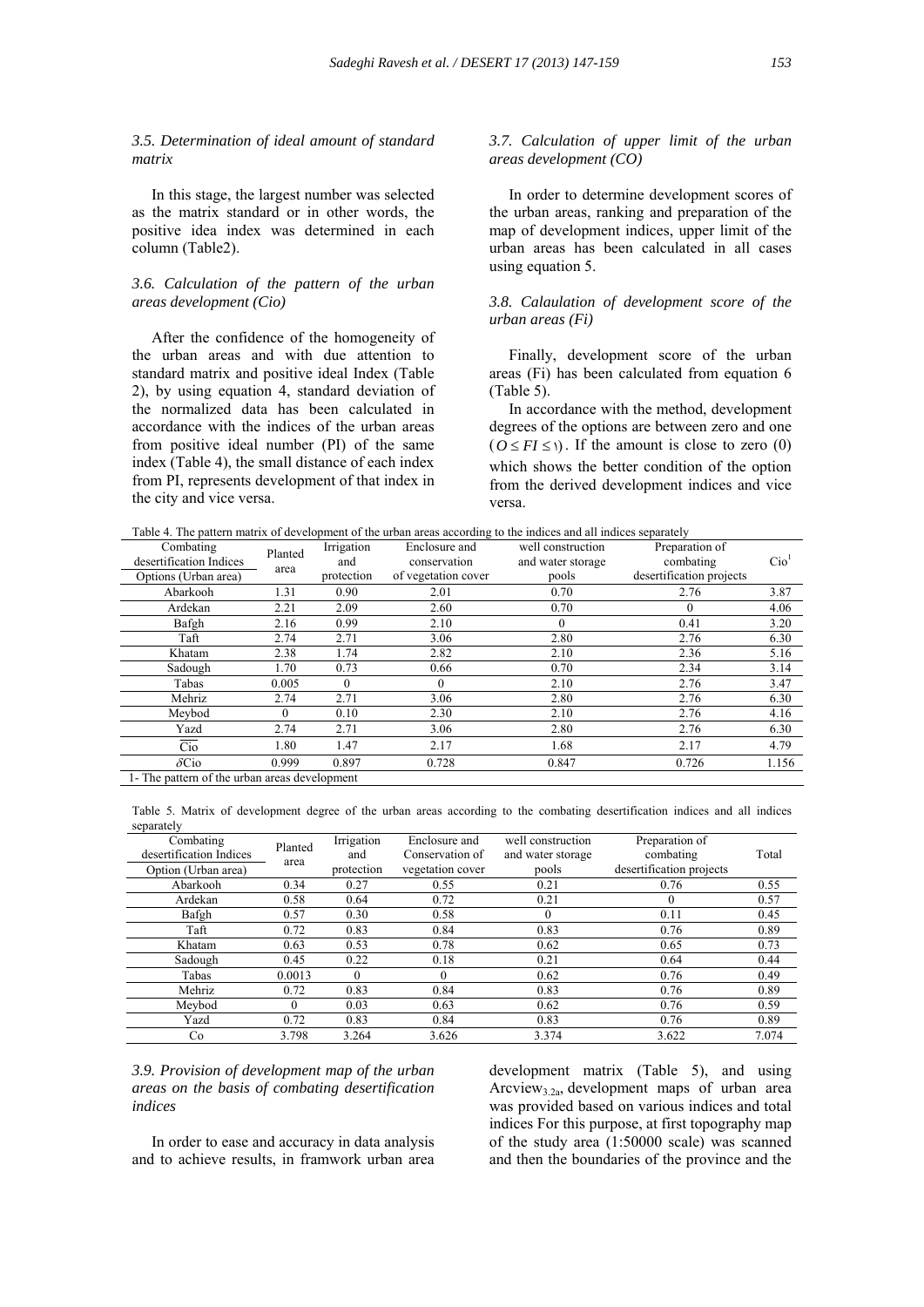### 3.5. Determination of ideal amount of standard matrix

In this stage, the largest number was selected as the matrix standard or in other words, the positive idea index was determined in each column (Table2).

### 3.6. Calculation of the pattern of the urban areas development (Cio)

After the confidence of the homogeneity of the urban areas and with due attention to standard matrix and positive ideal Index (Table 2), by using equation 4, standard deviation of the normalized data has been calculated in accordance with the indices of the urban areas from positive ideal number (PI) of the same index (Table 4), the small distance of each index from PI, represents development of that index in the city and vice versa.

### 3.7. Calculation of upper limit of the urban areas development (CO)

In order to determine development scores of the urban areas, ranking and preparation of the map of development indices, upper limit of the urban areas has been calculated in all cases using equation 5.

### 3.8. Calaulation of development score of the urban areas (Fi)

Finally, development score of the urban areas (Fi) has been calculated from equation 6 (Table 5).

In accordance with the method, development degrees of the options are between zero and one ($O \le FI \le 1$). If the amount is close to zero (0) which shows the better condition of the option from the derived development indices and vice versa.

Table 4. The pattern matrix of development of the urban areas according to the indices and all indices separately

| Combating desertification Indices / Options (Urban area) | Planted area | Irrigation and protection | Enclosure and conservation of vegetation cover | well construction and water storage pools | Preparation of combating desertification projects | Cio[1] |
|---|---|---|---|---|---|---|
| Abarkooh | 1.31 | 0.90 | 2.01 | 0.70 | 2.76 | 3.87 |
| Ardekan | 2.21 | 2.09 | 2.60 | 0.70 | 0 | 4.06 |
| Bafgh | 2.16 | 0.99 | 2.10 | 0 | 0.41 | 3.20 |
| Taft | 2.74 | 2.71 | 3.06 | 2.80 | 2.76 | 6.30 |
| Khatam | 2.38 | 1.74 | 2.82 | 2.10 | 2.36 | 5.16 |
| Sadough | 1.70 | 0.73 | 0.66 | 0.70 | 2.34 | 3.14 |
| Tabas | 0.005 | 0 | 0 | 2.10 | 2.76 | 3.47 |
| Mehriz | 2.74 | 2.71 | 3.06 | 2.80 | 2.76 | 6.30 |
| Meybod | 0 | 0.10 | 2.30 | 2.10 | 2.76 | 4.16 |
| Yazd | 2.74 | 2.71 | 3.06 | 2.80 | 2.76 | 6.30 |
| $\overline{Cio}$ | 1.80 | 1.47 | 2.17 | 1.68 | 2.17 | 4.79 |
| $\delta$Cio | 0.999 | 0.897 | 0.728 | 0.847 | 0.726 | 1.156 |

1- The pattern of the urban areas development

Table 5. Matrix of development degree of the urban areas according to the combating desertification indices and all indices separately

| Combating desertification Indices / Option (Urban area) | Planted area | Irrigation and protection | Enclosure and Conservation of vegetation cover | well construction and water storage pools | Preparation of combating desertification projects | Total |
|---|---|---|---|---|---|---|
| Abarkooh | 0.34 | 0.27 | 0.55 | 0.21 | 0.76 | 0.55 |
| Ardekan | 0.58 | 0.64 | 0.72 | 0.21 | 0 | 0.57 |
| Bafgh | 0.57 | 0.30 | 0.58 | 0 | 0.11 | 0.45 |
| Taft | 0.72 | 0.83 | 0.84 | 0.83 | 0.76 | 0.89 |
| Khatam | 0.63 | 0.53 | 0.78 | 0.62 | 0.65 | 0.73 |
| Sadough | 0.45 | 0.22 | 0.18 | 0.21 | 0.64 | 0.44 |
| Tabas | 0.0013 | 0 | 0 | 0.62 | 0.76 | 0.49 |
| Mehriz | 0.72 | 0.83 | 0.84 | 0.83 | 0.76 | 0.89 |
| Meybod | 0 | 0.03 | 0.63 | 0.62 | 0.76 | 0.59 |
| Yazd | 0.72 | 0.83 | 0.84 | 0.83 | 0.76 | 0.89 |
| Co | 3.798 | 3.264 | 3.626 | 3.374 | 3.622 | 7.074 |

### 3.9. Provision of development map of the urban areas on the basis of combating desertification indices

In order to ease and accuracy in data analysis and to achieve results, in framwork urban area development matrix (Table 5), and using $\text{Arcview}_{3.2a}$, development maps of urban area was provided based on various indices and total indices For this purpose, at first topography map of the study area (1:50000 scale) was scanned and then the boundaries of the province and the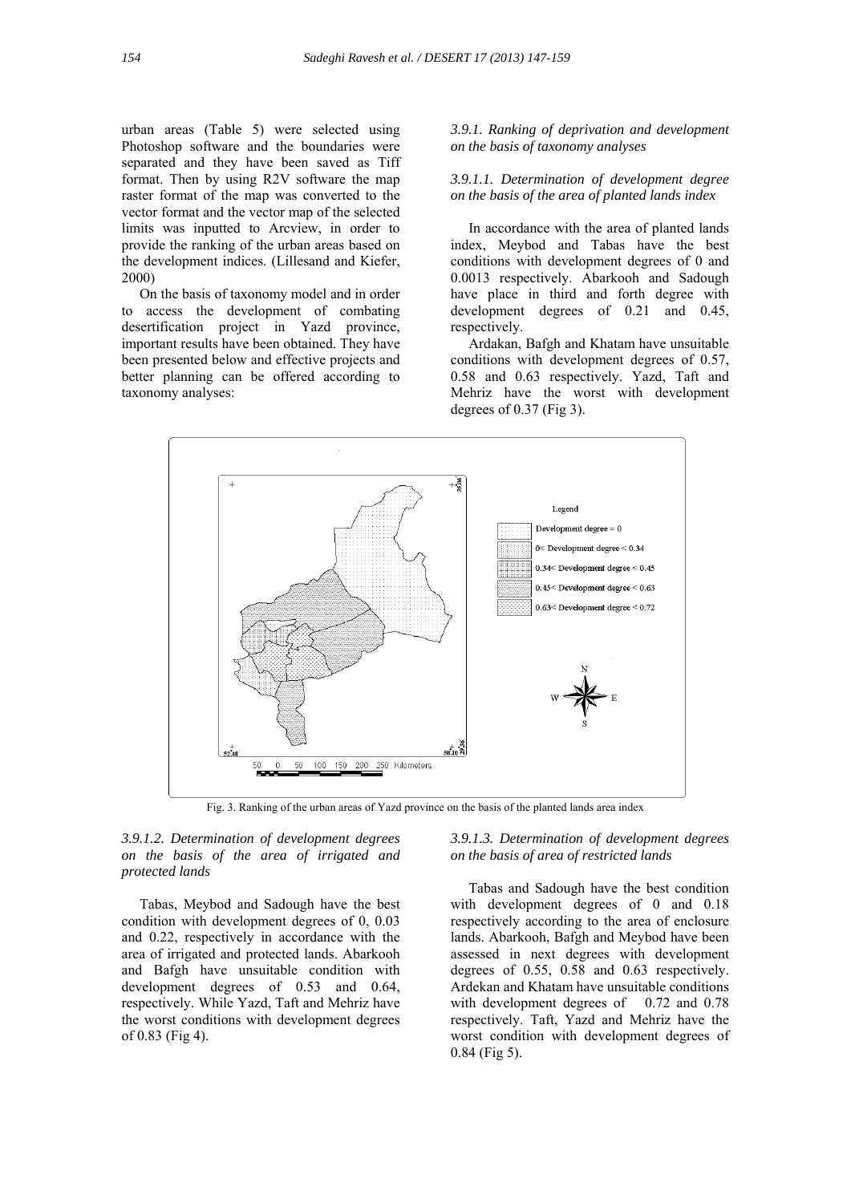urban areas (Table 5) were selected using Photoshop software and the boundaries were separated and they have been saved as Tiff format. Then by using R2V software the map raster format of the map was converted to the vector format and the vector map of the selected limits was inputted to Arcview, in order to provide the ranking of the urban areas based on the development indices. (Lillesand and Kiefer, 2000)

On the basis of taxonomy model and in order to access the development of combating desertification project in Yazd province, important results have been obtained. They have been presented below and effective projects and better planning can be offered according to taxonomy analyses:

*3.9.1. Ranking of deprivation and development on the basis of taxonomy analyses*

*3.9.1.1. Determination of development degree on the basis of the area of planted lands index*

In accordance with the area of planted lands index, Meybod and Tabas have the best conditions with development degrees of 0 and 0.0013 respectively. Abarkooh and Sadough have place in third and forth degree with development degrees of 0.21 and 0.45, respectively.

Ardakan, Bafgh and Khatam have unsuitable conditions with development degrees of 0.57, 0.58 and 0.63 respectively. Yazd, Taft and Mehriz have the worst with development degrees of 0.37 (Fig 3).

Fig. 3. Ranking of the urban areas of Yazd province on the basis of the planted lands area index

*3.9.1.2. Determination of development degrees on the basis of the area of irrigated and protected lands*

Tabas, Meybod and Sadough have the best condition with development degrees of 0, 0.03 and 0.22, respectively in accordance with the area of irrigated and protected lands. Abarkooh and Bafgh have unsuitable condition with development degrees of 0.53 and 0.64, respectively. While Yazd, Taft and Mehriz have the worst conditions with development degrees of 0.83 (Fig 4).

*3.9.1.3. Determination of development degrees on the basis of area of restricted lands*

Tabas and Sadough have the best condition with development degrees of 0 and 0.18 respectively according to the area of enclosure lands. Abarkooh, Bafgh and Meybod have been assessed in next degrees with development degrees of 0.55, 0.58 and 0.63 respectively. Ardekan and Khatam have unsuitable conditions with development degrees of 0.72 and 0.78 respectively. Taft, Yazd and Mehriz have the worst condition with development degrees of 0.84 (Fig 5).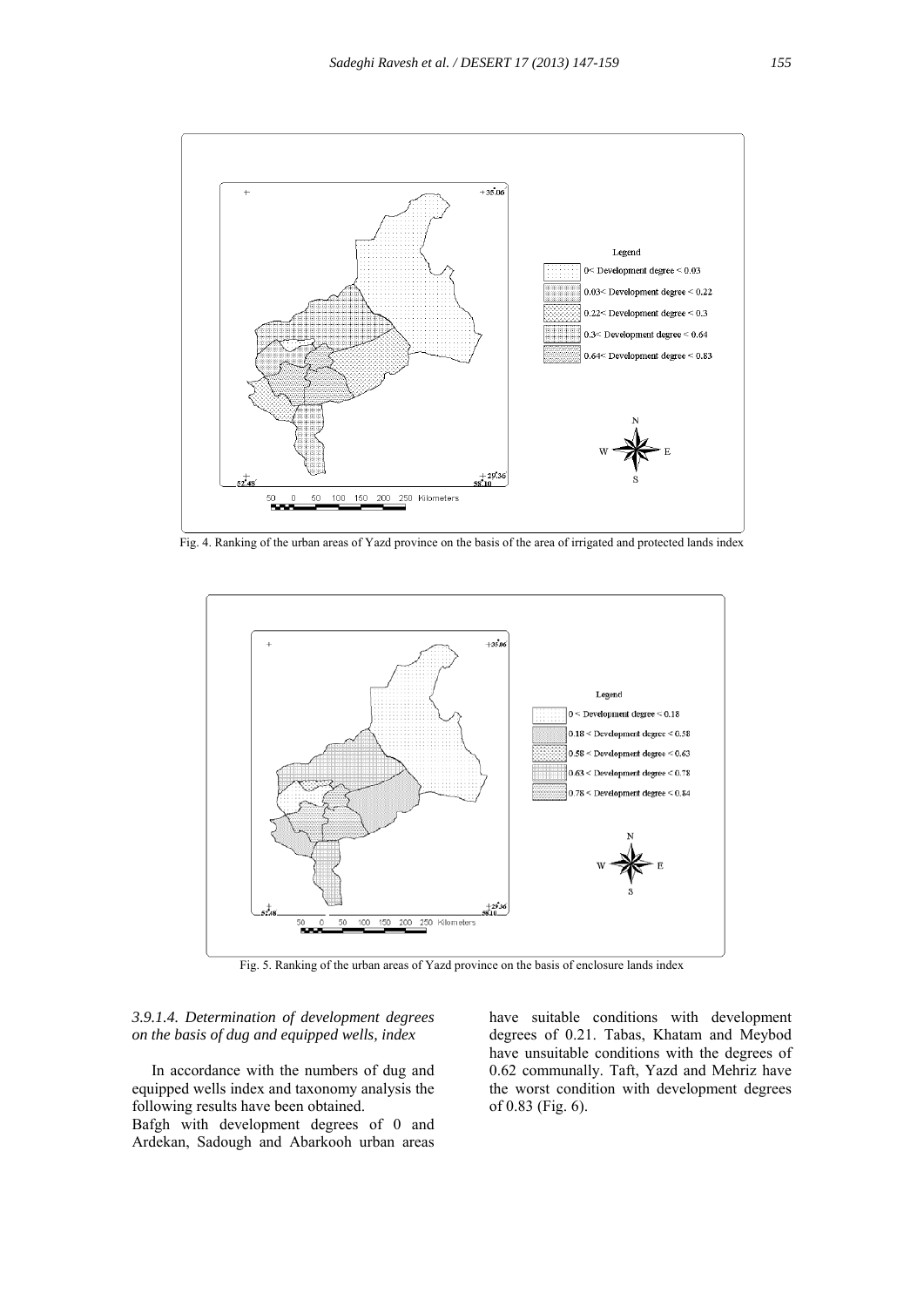Fig. 4. Ranking of the urban areas of Yazd province on the basis of the area of irrigated and protected lands index

Fig. 5. Ranking of the urban areas of Yazd province on the basis of enclosure lands index

*3.9.1.4. Determination of development degrees on the basis of dug and equipped wells, index*

In accordance with the numbers of dug and equipped wells index and taxonomy analysis the following results have been obtained.

Bafgh with development degrees of 0 and Ardekan, Sadough and Abarkooh urban areas have suitable conditions with development degrees of 0.21. Tabas, Khatam and Meybod have unsuitable conditions with the degrees of 0.62 communally. Taft, Yazd and Mehriz have the worst condition with development degrees of 0.83 (Fig. 6).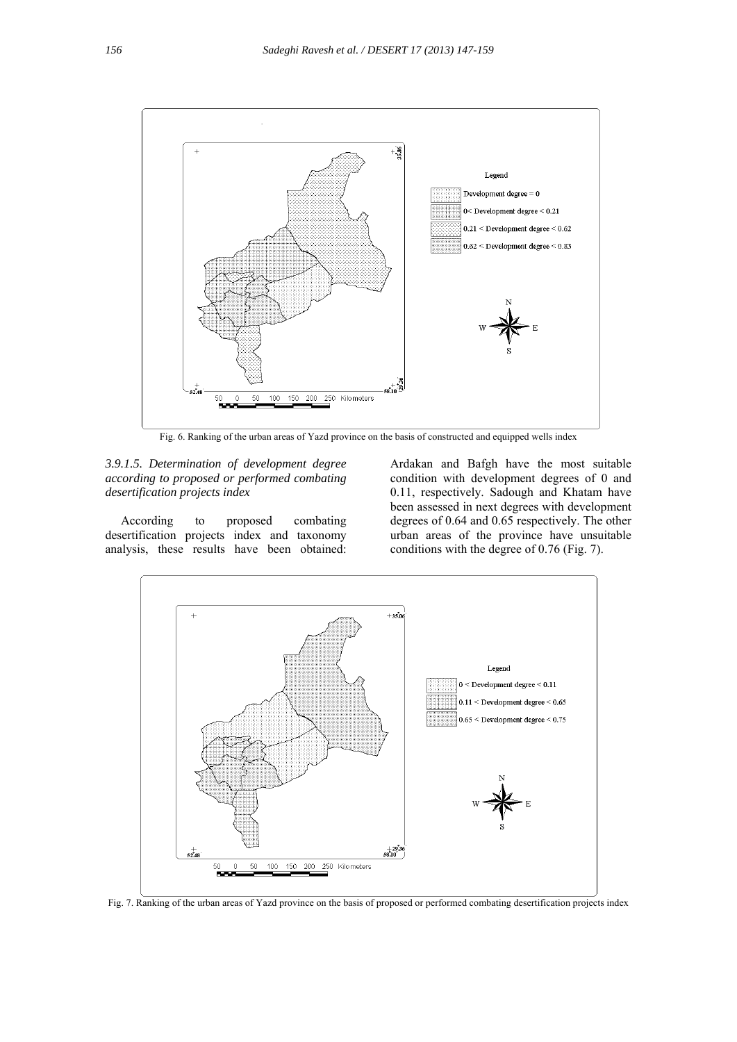Fig. 6. Ranking of the urban areas of Yazd province on the basis of constructed and equipped wells index

*3.9.1.5. Determination of development degree according to proposed or performed combating desertification projects index*

According to proposed combating desertification projects index and taxonomy analysis, these results have been obtained: Ardakan and Bafgh have the most suitable condition with development degrees of 0 and 0.11, respectively. Sadough and Khatam have been assessed in next degrees with development degrees of 0.64 and 0.65 respectively. The other urban areas of the province have unsuitable conditions with the degree of 0.76 (Fig. 7).

Fig. 7. Ranking of the urban areas of Yazd province on the basis of proposed or performed combating desertification projects index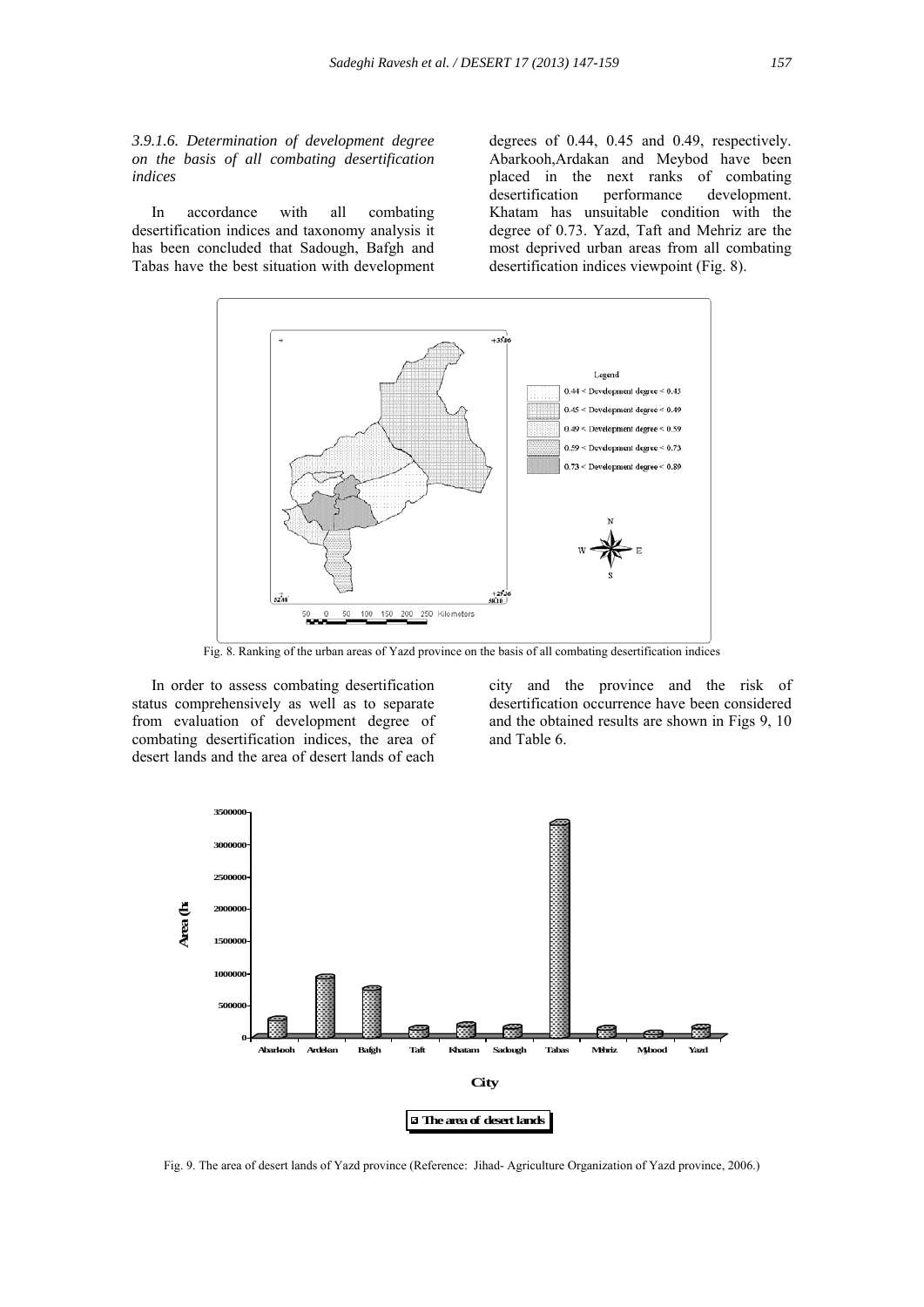*3.9.1.6. Determination of development degree on the basis of all combating desertification indices*

In accordance with all combating desertification indices and taxonomy analysis it has been concluded that Sadough, Bafgh and Tabas have the best situation with development degrees of 0.44, 0.45 and 0.49, respectively. Abarkooh,Ardakan and Meybod have been placed in the next ranks of combating desertification performance development. Khatam has unsuitable condition with the degree of 0.73. Yazd, Taft and Mehriz are the most deprived urban areas from all combating desertification indices viewpoint (Fig. 8).

Fig. 8. Ranking of the urban areas of Yazd province on the basis of all combating desertification indices

In order to assess combating desertification status comprehensively as well as to separate from evaluation of development degree of combating desertification indices, the area of desert lands and the area of desert lands of each city and the province and the risk of desertification occurrence have been considered and the obtained results are shown in Figs 9, 10 and Table 6.

Fig. 9. The area of desert lands of Yazd province (Reference: Jihad- Agriculture Organization of Yazd province, 2006.)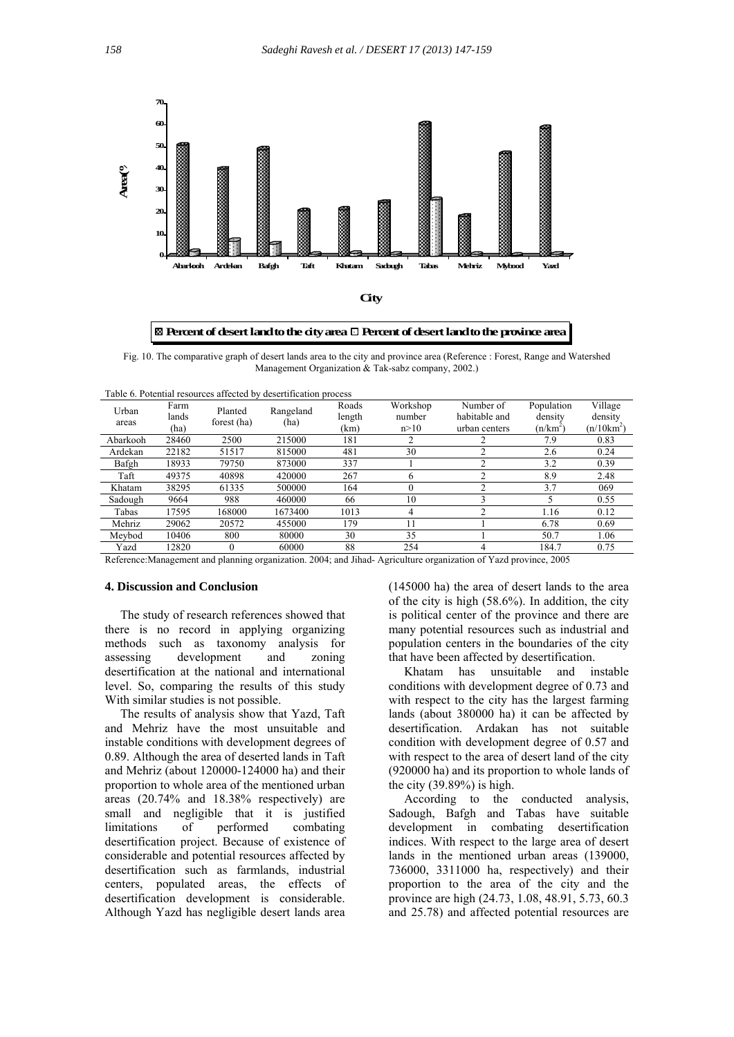Fig. 10. The comparative graph of desert lands area to the city and province area (Reference : Forest, Range and Watershed Management Organization & Tak-sabz company, 2002.)

Table 6. Potential resources affected by desertification process

| Urban areas | Farm lands (ha) | Planted forest (ha) | Rangeland (ha) | Roads length (km) | Workshop number n>10 | Number of habitable and urban centers | Population density ($n/km^2$) | Village density ($n/10km^2$) |
|---|---|---|---|---|---|---|---|---|
| Abarkooh | 28460 | 2500 | 215000 | 181 | 2 | 2 | 7.9 | 0.83 |
| Ardekan | 22182 | 51517 | 815000 | 481 | 30 | 2 | 2.6 | 0.24 |
| Bafgh | 18933 | 79750 | 873000 | 337 | 1 | 2 | 3.2 | 0.39 |
| Taft | 49375 | 40898 | 420000 | 267 | 6 | 2 | 8.9 | 2.48 |
| Khatam | 38295 | 61335 | 500000 | 164 | 0 | 2 | 3.7 | 069 |
| Sadough | 9664 | 988 | 460000 | 66 | 10 | 3 | 5 | 0.55 |
| Tabas | 17595 | 168000 | 1673400 | 1013 | 4 | 2 | 1.16 | 0.12 |
| Mehriz | 29062 | 20572 | 455000 | 179 | 11 | 1 | 6.78 | 0.69 |
| Meybod | 10406 | 800 | 80000 | 30 | 35 | 1 | 50.7 | 1.06 |
| Yazd | 12820 | 0 | 60000 | 88 | 254 | 4 | 184.7 | 0.75 |

Reference:Management and planning organization. 2004; and Jihad- Agriculture organization of Yazd province, 2005

## 4. Discussion and Conclusion

The study of research references showed that there is no record in applying organizing methods such as taxonomy analysis for assessing development and zoning desertification at the national and international level. So, comparing the results of this study With similar studies is not possible.

The results of analysis show that Yazd, Taft and Mehriz have the most unsuitable and instable conditions with development degrees of 0.89. Although the area of deserted lands in Taft and Mehriz (about 120000-124000 ha) and their proportion to whole area of the mentioned urban areas (20.74% and 18.38% respectively) are small and negligible that it is justified limitations of performed combating desertification project. Because of existence of considerable and potential resources affected by desertification such as farmlands, industrial centers, populated areas, the effects of desertification development is considerable. Although Yazd has negligible desert lands area (145000 ha) the area of desert lands to the area of the city is high (58.6%). In addition, the city is political center of the province and there are many potential resources such as industrial and population centers in the boundaries of the city that have been affected by desertification.

Khatam has unsuitable and instable conditions with development degree of 0.73 and with respect to the city has the largest farming lands (about 380000 ha) it can be affected by desertification. Ardakan has not suitable condition with development degree of 0.57 and with respect to the area of desert land of the city (920000 ha) and its proportion to whole lands of the city (39.89%) is high.

According to the conducted analysis, Sadough, Bafgh and Tabas have suitable development in combating desertification indices. With respect to the large area of desert lands in the mentioned urban areas (139000, 736000, 3311000 ha, respectively) and their proportion to the area of the city and the province are high (24.73, 1.08, 48.91, 5.73, 60.3 and 25.78) and affected potential resources are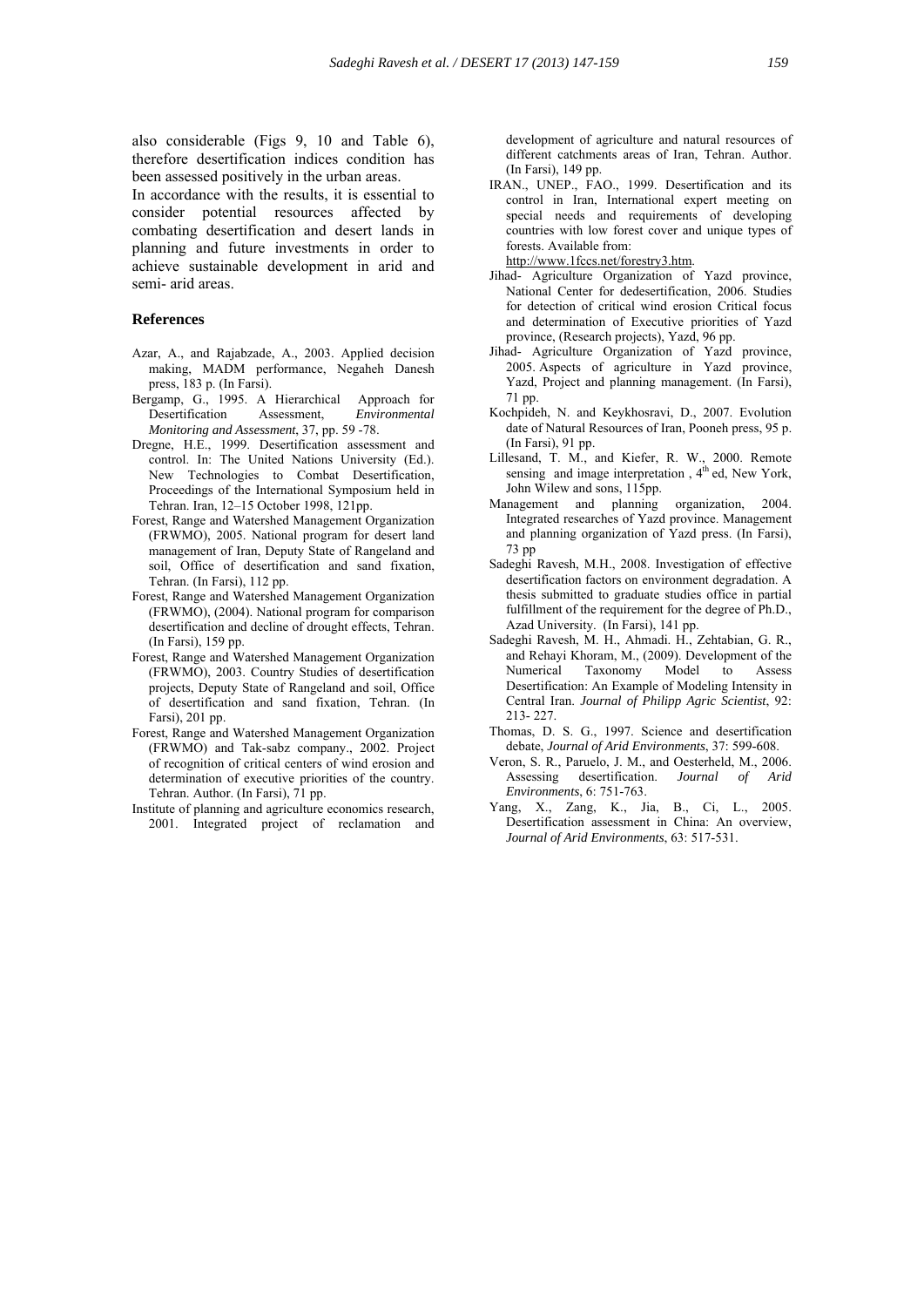also considerable (Figs 9, 10 and Table 6), therefore desertification indices condition has been assessed positively in the urban areas.

In accordance with the results, it is essential to consider potential resources affected by combating desertification and desert lands in planning and future investments in order to achieve sustainable development in arid and semi- arid areas.

## References

Azar, A., and Rajabzade, A., 2003. Applied decision making, MADM performance, Negaheh Danesh press, 183 p. (In Farsi).

Bergamp, G., 1995. A Hierarchical Approach for Desertification Assessment, *Environmental Monitoring and Assessment*, 37, pp. 59 -78.

Dregne, H.E., 1999. Desertification assessment and control. In: The United Nations University (Ed.). New Technologies to Combat Desertification, Proceedings of the International Symposium held in Tehran. Iran, 12–15 October 1998, 121pp.

Forest, Range and Watershed Management Organization (FRWMO), 2005. National program for desert land management of Iran, Deputy State of Rangeland and soil, Office of desertification and sand fixation, Tehran. (In Farsi), 112 pp.

Forest, Range and Watershed Management Organization (FRWMO), (2004). National program for comparison desertification and decline of drought effects, Tehran. (In Farsi), 159 pp.

Forest, Range and Watershed Management Organization (FRWMO), 2003. Country Studies of desertification projects, Deputy State of Rangeland and soil, Office of desertification and sand fixation, Tehran. (In Farsi), 201 pp.

Forest, Range and Watershed Management Organization (FRWMO) and Tak-sabz company., 2002. Project of recognition of critical centers of wind erosion and determination of executive priorities of the country. Tehran. Author. (In Farsi), 71 pp.

Institute of planning and agriculture economics research, 2001. Integrated project of reclamation and development of agriculture and natural resources of different catchments areas of Iran, Tehran. Author. (In Farsi), 149 pp.

IRAN., UNEP., FAO., 1999. Desertification and its control in Iran, International expert meeting on special needs and requirements of developing countries with low forest cover and unique types of forests. Available from: http://www.1fccs.net/forestry3.htm.

Jihad- Agriculture Organization of Yazd province, National Center for dedesertification, 2006. Studies for detection of critical wind erosion Critical focus and determination of Executive priorities of Yazd province, (Research projects), Yazd, 96 pp.

Jihad- Agriculture Organization of Yazd province, 2005. Aspects of agriculture in Yazd province, Yazd, Project and planning management. (In Farsi), 71 pp.

Kochpideh, N. and Keykhosravi, D., 2007. Evolution date of Natural Resources of Iran, Pooneh press, 95 p. (In Farsi), 91 pp.

Lillesand, T. M., and Kiefer, R. W., 2000. Remote sensing and image interpretation , 4th ed, New York, John Wilew and sons, 115pp.

Management and planning organization, 2004. Integrated researches of Yazd province. Management and planning organization of Yazd press. (In Farsi), 73 pp

Sadeghi Ravesh, M.H., 2008. Investigation of effective desertification factors on environment degradation. A thesis submitted to graduate studies office in partial fulfillment of the requirement for the degree of Ph.D., Azad University. (In Farsi), 141 pp.

Sadeghi Ravesh, M. H., Ahmadi. H., Zehtabian, G. R., and Rehayi Khoram, M., (2009). Development of the Numerical Taxonomy Model to Assess Desertification: An Example of Modeling Intensity in Central Iran. *Journal of Philipp Agric Scientist*, 92: 213- 227.

Thomas, D. S. G., 1997. Science and desertification debate, *Journal of Arid Environments*, 37: 599-608.

Veron, S. R., Paruelo, J. M., and Oesterheld, M., 2006. Assessing desertification. *Journal of Arid Environments*, 6: 751-763.

Yang, X., Zang, K., Jia, B., Ci, L., 2005. Desertification assessment in China: An overview, *Journal of Arid Environments*, 63: 517-531.